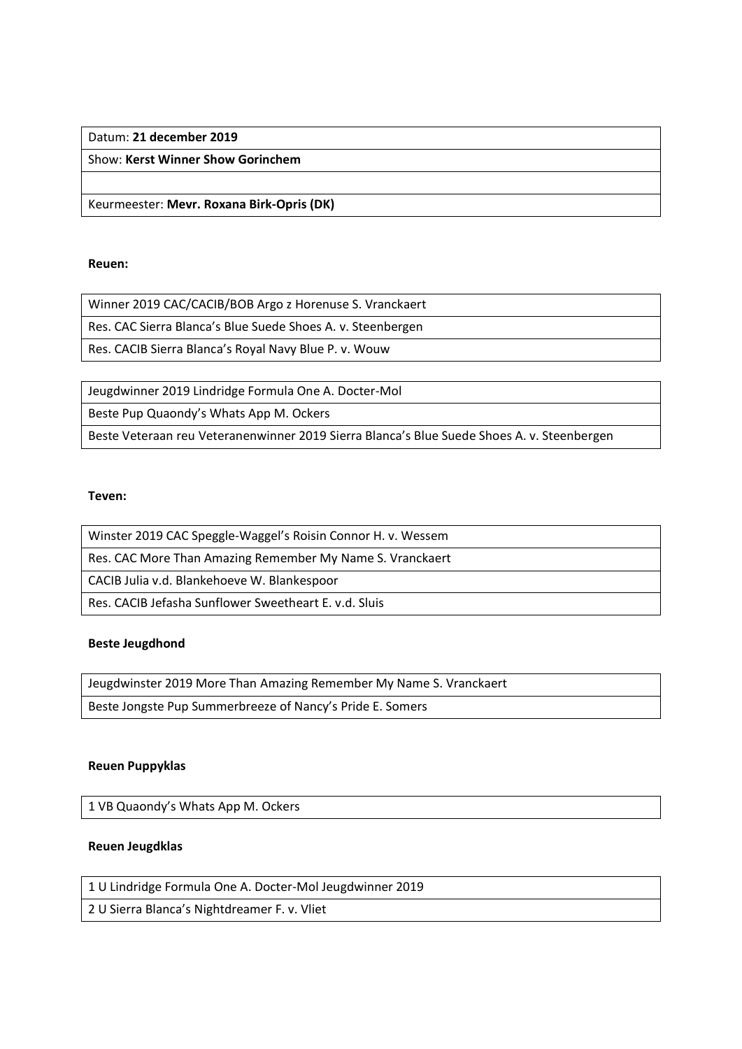| Datum: **21 december 2019** |
|---|
| Show: **Kerst Winner Show Gorinchem** |
| |
| Keurmeester: **Mevr. Roxana Birk-Opris (DK)** |

**Reuen:**

| Winner 2019 CAC/CACIB/BOB Argo z Horenuse S. Vranckaert |
|---|
| Res. CAC Sierra Blanca's Blue Suede Shoes A. v. Steenbergen |
| Res. CACIB Sierra Blanca's Royal Navy Blue P. v. Wouw |

| Jeugdwinner 2019 Lindridge Formula One A. Docter-Mol |
|---|
| Beste Pup Quaondy's Whats App M. Ockers |
| Beste Veteraan reu Veteranenwinner 2019 Sierra Blanca's Blue Suede Shoes A. v. Steenbergen |

**Teven:**

| Winster 2019 CAC Speggle-Waggel's Roisin Connor H. v. Wessem |
|---|
| Res. CAC More Than Amazing Remember My Name S. Vranckaert |
| CACIB Julia v.d. Blankehoeve W. Blankespoor |
| Res. CACIB Jefasha Sunflower Sweetheart E. v.d. Sluis |

**Beste Jeugdhond**

| Jeugdwinster 2019 More Than Amazing Remember My Name S. Vranckaert |
|---|
| Beste Jongste Pup Summerbreeze of Nancy's Pride E. Somers |

**Reuen Puppyklas**

| 1 VB Quaondy's Whats App M. Ockers |
|---|

**Reuen Jeugdklas**

| 1 U Lindridge Formula One A. Docter-Mol Jeugdwinner 2019 |
|---|
| 2 U Sierra Blanca's Nightdreamer F. v. Vliet |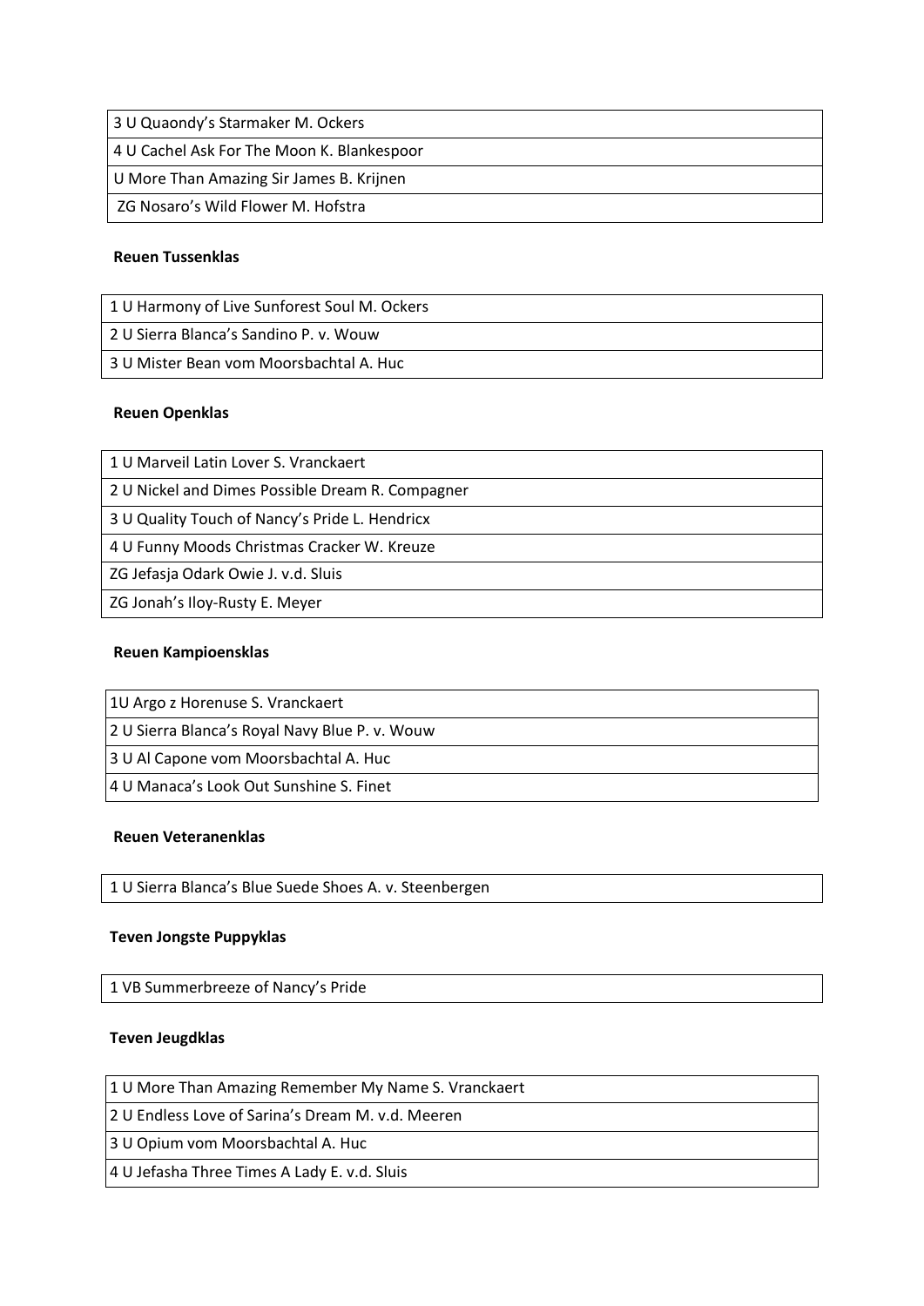| 3 U Quaondy's Starmaker M. Ockers |
|---|
| 4 U Cachel Ask For The Moon K. Blankespoor |
| U More Than Amazing Sir James B. Krijnen |
| ZG Nosaro's Wild Flower M. Hofstra |

**Reuen Tussenklas**

| 1 U Harmony of Live Sunforest Soul M. Ockers |
|---|
| 2 U Sierra Blanca's Sandino P. v. Wouw |
| 3 U Mister Bean vom Moorsbachtal A. Huc |

**Reuen Openklas**

| 1 U Marveil Latin Lover S. Vranckaert |
|---|
| 2 U Nickel and Dimes Possible Dream R. Compagner |
| 3 U Quality Touch of Nancy's Pride L. Hendricx |
| 4 U Funny Moods Christmas Cracker W. Kreuze |
| ZG Jefasja Odark Owie J. v.d. Sluis |
| ZG Jonah's Iloy-Rusty E. Meyer |

**Reuen Kampioensklas**

| 1U Argo z Horenuse S. Vranckaert |
|---|
| 2 U Sierra Blanca's Royal Navy Blue P. v. Wouw |
| 3 U Al Capone vom Moorsbachtal A. Huc |
| 4 U Manaca's Look Out Sunshine S. Finet |

**Reuen Veteranenklas**

| 1 U Sierra Blanca's Blue Suede Shoes A. v. Steenbergen |
|---|

**Teven Jongste Puppyklas**

| 1 VB Summerbreeze of Nancy's Pride |
|---|

**Teven Jeugdklas**

| 1 U More Than Amazing Remember My Name S. Vranckaert |
|---|
| 2 U Endless Love of Sarina's Dream M. v.d. Meeren |
| 3 U Opium vom Moorsbachtal A. Huc |
| 4 U Jefasha Three Times A Lady E. v.d. Sluis |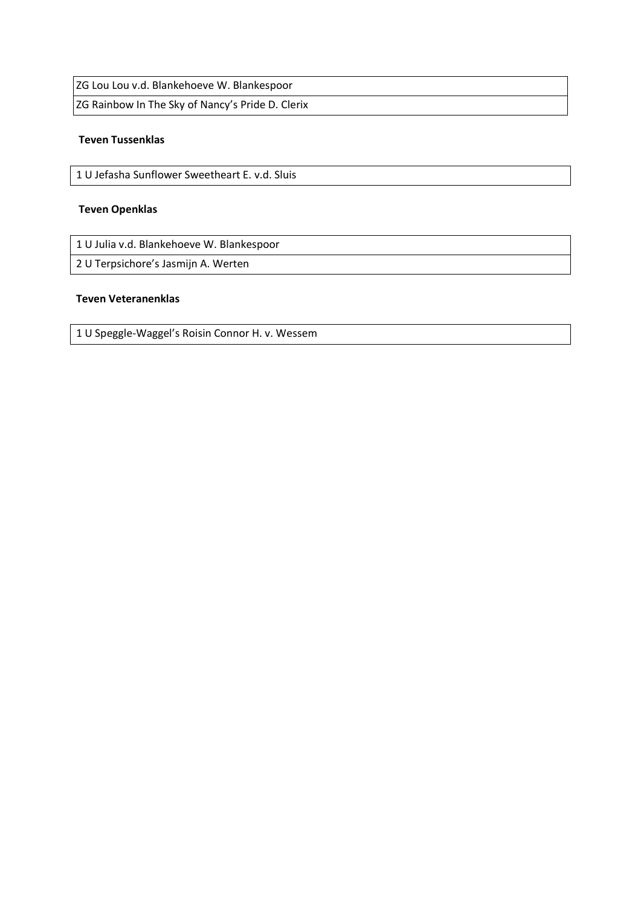| |
|---|
| ZG Lou Lou v.d. Blankehoeve W. Blankespoor |
| ZG Rainbow In The Sky of Nancy's Pride D. Clerix |

**Teven Tussenklas**

| |
|---|
| 1 U Jefasha Sunflower Sweetheart E. v.d. Sluis |

**Teven Openklas**

| |
|---|
| 1 U Julia v.d. Blankehoeve W. Blankespoor |
| 2 U Terpsichore's Jasmijn A. Werten |

**Teven Veteranenklas**

| |
|---|
| 1 U Speggle-Waggel's Roisin Connor H. v. Wessem |